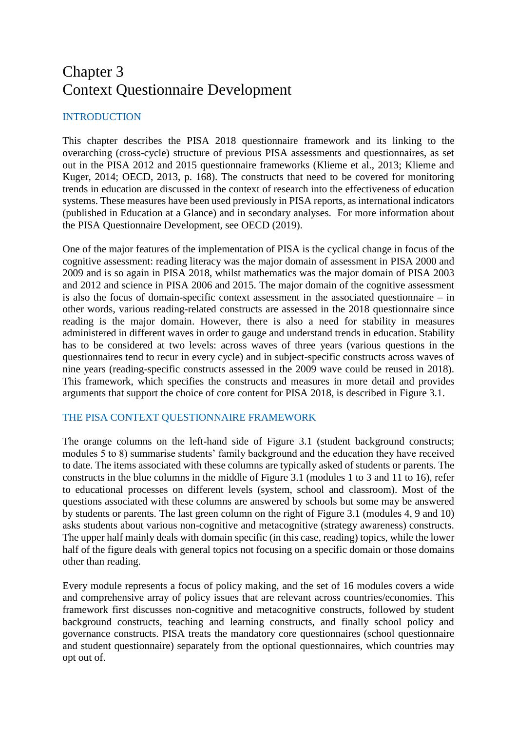# Chapter 3
# Context Questionnaire Development

## INTRODUCTION

This chapter describes the PISA 2018 questionnaire framework and its linking to the overarching (cross-cycle) structure of previous PISA assessments and questionnaires, as set out in the PISA 2012 and 2015 questionnaire frameworks (Klieme et al., 2013; Klieme and Kuger, 2014; OECD, 2013, p. 168). The constructs that need to be covered for monitoring trends in education are discussed in the context of research into the effectiveness of education systems. These measures have been used previously in PISA reports, as international indicators (published in Education at a Glance) and in secondary analyses. For more information about the PISA Questionnaire Development, see OECD (2019).

One of the major features of the implementation of PISA is the cyclical change in focus of the cognitive assessment: reading literacy was the major domain of assessment in PISA 2000 and 2009 and is so again in PISA 2018, whilst mathematics was the major domain of PISA 2003 and 2012 and science in PISA 2006 and 2015. The major domain of the cognitive assessment is also the focus of domain-specific context assessment in the associated questionnaire – in other words, various reading-related constructs are assessed in the 2018 questionnaire since reading is the major domain. However, there is also a need for stability in measures administered in different waves in order to gauge and understand trends in education. Stability has to be considered at two levels: across waves of three years (various questions in the questionnaires tend to recur in every cycle) and in subject-specific constructs across waves of nine years (reading-specific constructs assessed in the 2009 wave could be reused in 2018). This framework, which specifies the constructs and measures in more detail and provides arguments that support the choice of core content for PISA 2018, is described in Figure 3.1.

## THE PISA CONTEXT QUESTIONNAIRE FRAMEWORK

The orange columns on the left-hand side of Figure 3.1 (student background constructs; modules 5 to 8) summarise students' family background and the education they have received to date. The items associated with these columns are typically asked of students or parents. The constructs in the blue columns in the middle of Figure 3.1 (modules 1 to 3 and 11 to 16), refer to educational processes on different levels (system, school and classroom). Most of the questions associated with these columns are answered by schools but some may be answered by students or parents. The last green column on the right of Figure 3.1 (modules 4, 9 and 10) asks students about various non-cognitive and metacognitive (strategy awareness) constructs. The upper half mainly deals with domain specific (in this case, reading) topics, while the lower half of the figure deals with general topics not focusing on a specific domain or those domains other than reading.

Every module represents a focus of policy making, and the set of 16 modules covers a wide and comprehensive array of policy issues that are relevant across countries/economies. This framework first discusses non-cognitive and metacognitive constructs, followed by student background constructs, teaching and learning constructs, and finally school policy and governance constructs. PISA treats the mandatory core questionnaires (school questionnaire and student questionnaire) separately from the optional questionnaires, which countries may opt out of.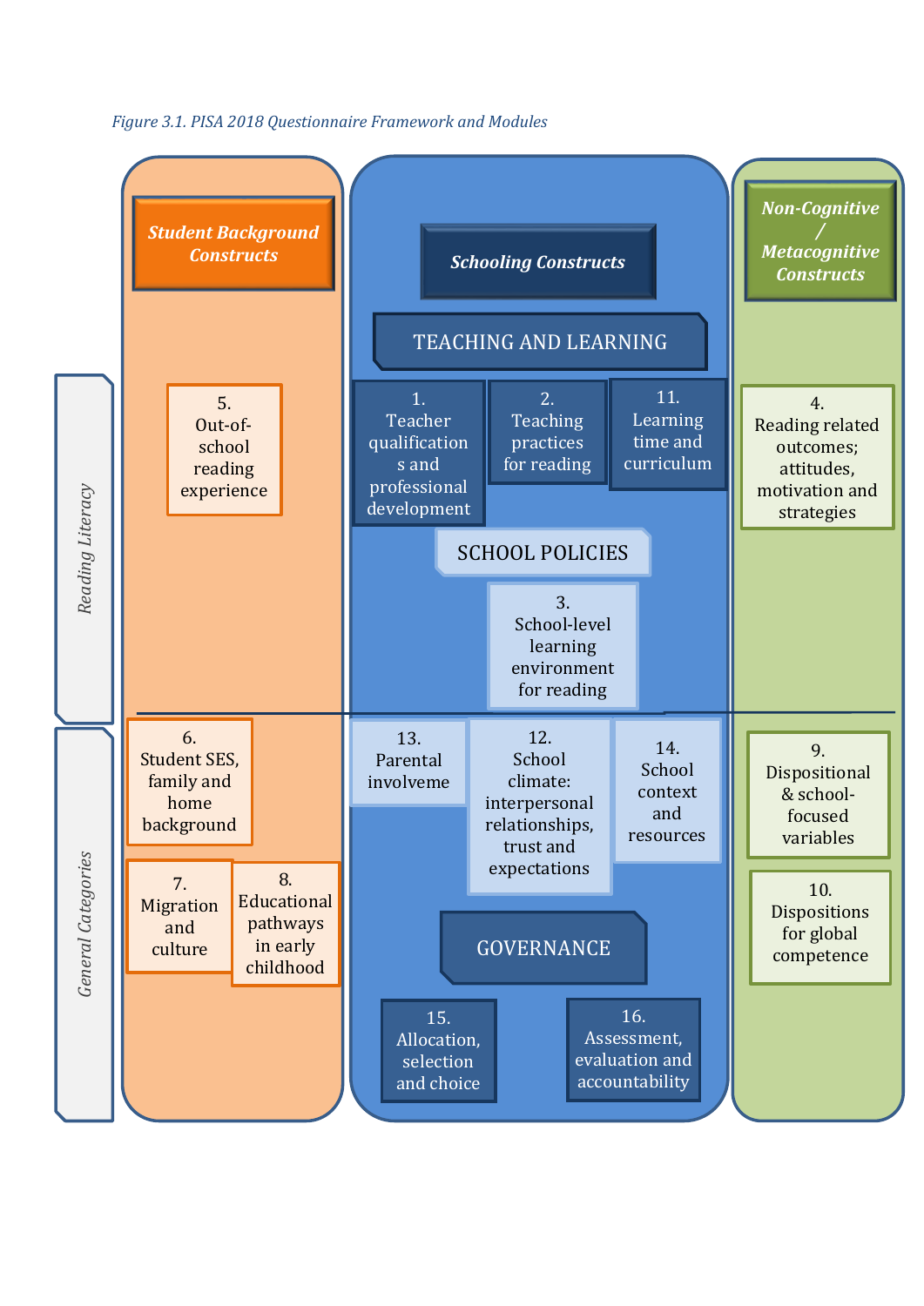*Figure 3.1. PISA 2018 Questionnaire Framework and Modules*

| | Student Background Constructs | Schooling Constructs | Non-Cognitive / Metacognitive Constructs |
|---|---|---|---|
| | | **TEACHING AND LEARNING** | |
| *Reading Literacy* | 5. Out-of-school reading experience | 1. Teacher qualifications and professional development; 2. Teaching practices for reading; 11. Learning time and curriculum | 4. Reading related outcomes; attitudes, motivation and strategies |
| | | **SCHOOL POLICIES** | |
| | | 3. School-level learning environment for reading | |
| *General Categories* | 6. Student SES, family and home background; 7. Migration and culture; 8. Educational pathways in early childhood | 13. Parental involveme; 12. School climate: interpersonal relationships, trust and expectations; 14. School context and resources | 9. Dispositional & school-focused variables; 10. Dispositions for global competence |
| | | **GOVERNANCE** | |
| | | 15. Allocation, selection and choice; 16. Assessment, evaluation and accountability | |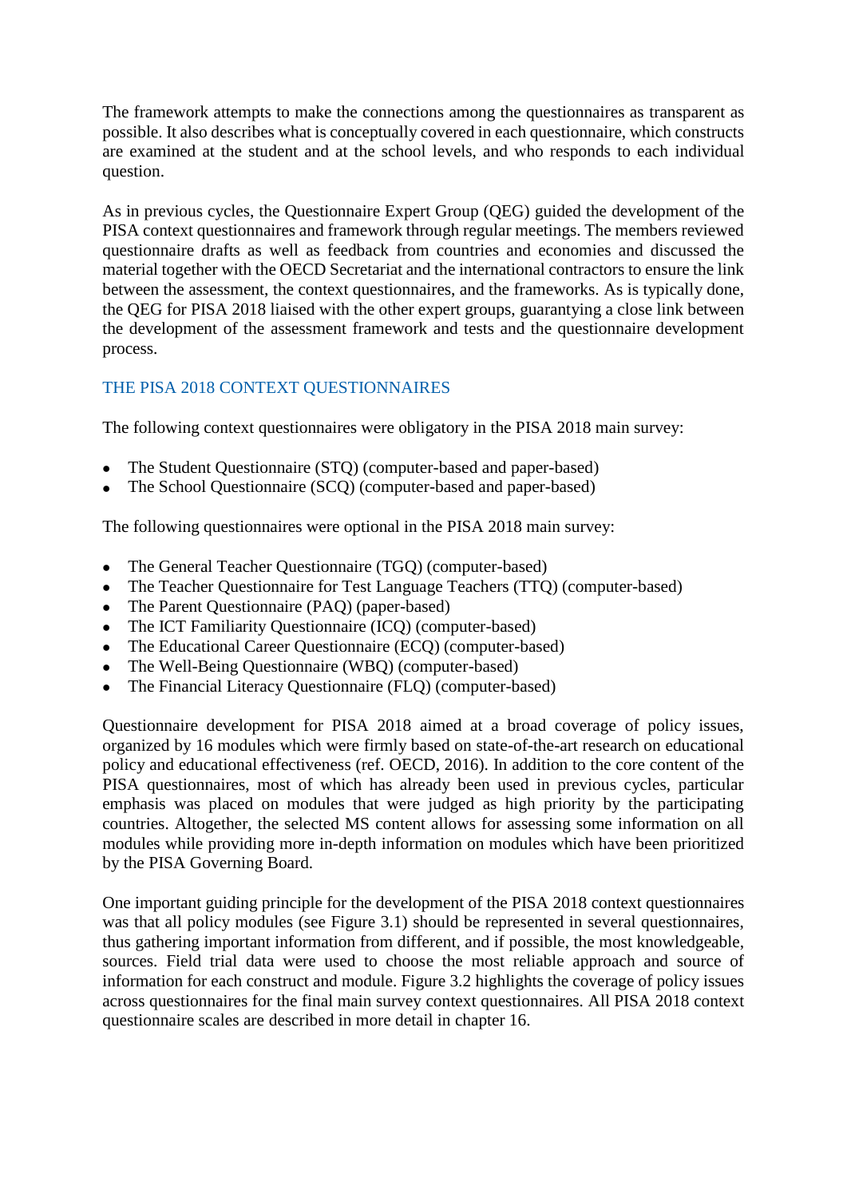The framework attempts to make the connections among the questionnaires as transparent as possible. It also describes what is conceptually covered in each questionnaire, which constructs are examined at the student and at the school levels, and who responds to each individual question.

As in previous cycles, the Questionnaire Expert Group (QEG) guided the development of the PISA context questionnaires and framework through regular meetings. The members reviewed questionnaire drafts as well as feedback from countries and economies and discussed the material together with the OECD Secretariat and the international contractors to ensure the link between the assessment, the context questionnaires, and the frameworks. As is typically done, the QEG for PISA 2018 liaised with the other expert groups, guarantying a close link between the development of the assessment framework and tests and the questionnaire development process.

## THE PISA 2018 CONTEXT QUESTIONNAIRES

The following context questionnaires were obligatory in the PISA 2018 main survey:

- The Student Questionnaire (STQ) (computer-based and paper-based)
- The School Questionnaire (SCQ) (computer-based and paper-based)

The following questionnaires were optional in the PISA 2018 main survey:

- The General Teacher Questionnaire (TGQ) (computer-based)
- The Teacher Questionnaire for Test Language Teachers (TTQ) (computer-based)
- The Parent Questionnaire (PAQ) (paper-based)
- The ICT Familiarity Questionnaire (ICQ) (computer-based)
- The Educational Career Questionnaire (ECQ) (computer-based)
- The Well-Being Questionnaire (WBQ) (computer-based)
- The Financial Literacy Questionnaire (FLQ) (computer-based)

Questionnaire development for PISA 2018 aimed at a broad coverage of policy issues, organized by 16 modules which were firmly based on state-of-the-art research on educational policy and educational effectiveness (ref. OECD, 2016). In addition to the core content of the PISA questionnaires, most of which has already been used in previous cycles, particular emphasis was placed on modules that were judged as high priority by the participating countries. Altogether, the selected MS content allows for assessing some information on all modules while providing more in-depth information on modules which have been prioritized by the PISA Governing Board.

One important guiding principle for the development of the PISA 2018 context questionnaires was that all policy modules (see Figure 3.1) should be represented in several questionnaires, thus gathering important information from different, and if possible, the most knowledgeable, sources. Field trial data were used to choose the most reliable approach and source of information for each construct and module. Figure 3.2 highlights the coverage of policy issues across questionnaires for the final main survey context questionnaires. All PISA 2018 context questionnaire scales are described in more detail in chapter 16.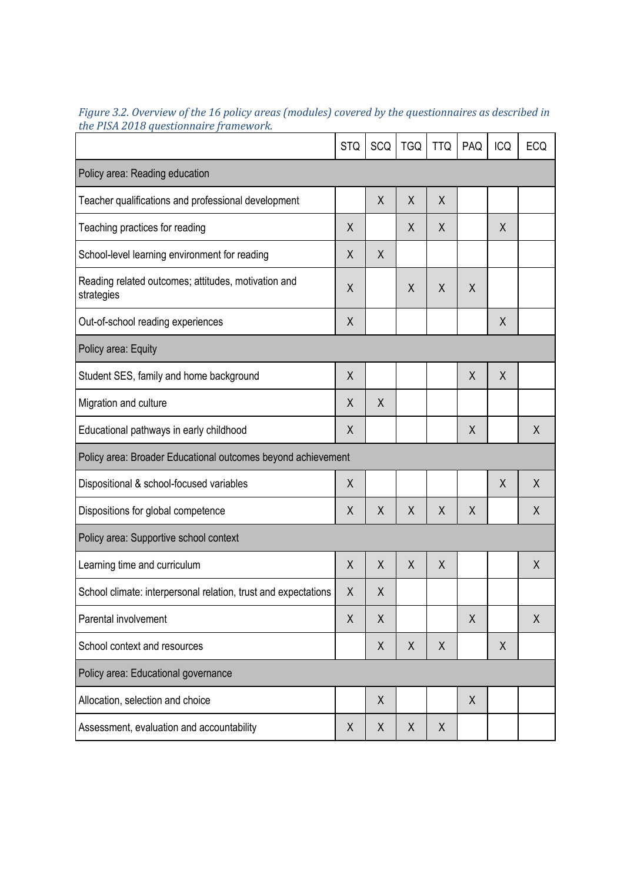*Figure 3.2. Overview of the 16 policy areas (modules) covered by the questionnaires as described in the PISA 2018 questionnaire framework.*

| | STQ | SCQ | TGQ | TTQ | PAQ | ICQ | ECQ |
|---|---|---|---|---|---|---|---|
| Policy area: Reading education | | | | | | | |
| Teacher qualifications and professional development | | X | X | X | | | |
| Teaching practices for reading | X | | X | X | | X | |
| School-level learning environment for reading | X | X | | | | | |
| Reading related outcomes; attitudes, motivation and strategies | X | | X | X | X | | |
| Out-of-school reading experiences | X | | | | | X | |
| Policy area: Equity | | | | | | | |
| Student SES, family and home background | X | | | | X | X | |
| Migration and culture | X | X | | | | | |
| Educational pathways in early childhood | X | | | | X | | X |
| Policy area: Broader Educational outcomes beyond achievement | | | | | | | |
| Dispositional & school-focused variables | X | | | | | X | X |
| Dispositions for global competence | X | X | X | X | X | | X |
| Policy area: Supportive school context | | | | | | | |
| Learning time and curriculum | X | X | X | X | | | X |
| School climate: interpersonal relation, trust and expectations | X | X | | | | | |
| Parental involvement | X | X | | | X | | X |
| School context and resources | | X | X | X | | X | |
| Policy area: Educational governance | | | | | | | |
| Allocation, selection and choice | | X | | | X | | |
| Assessment, evaluation and accountability | X | X | X | X | | | |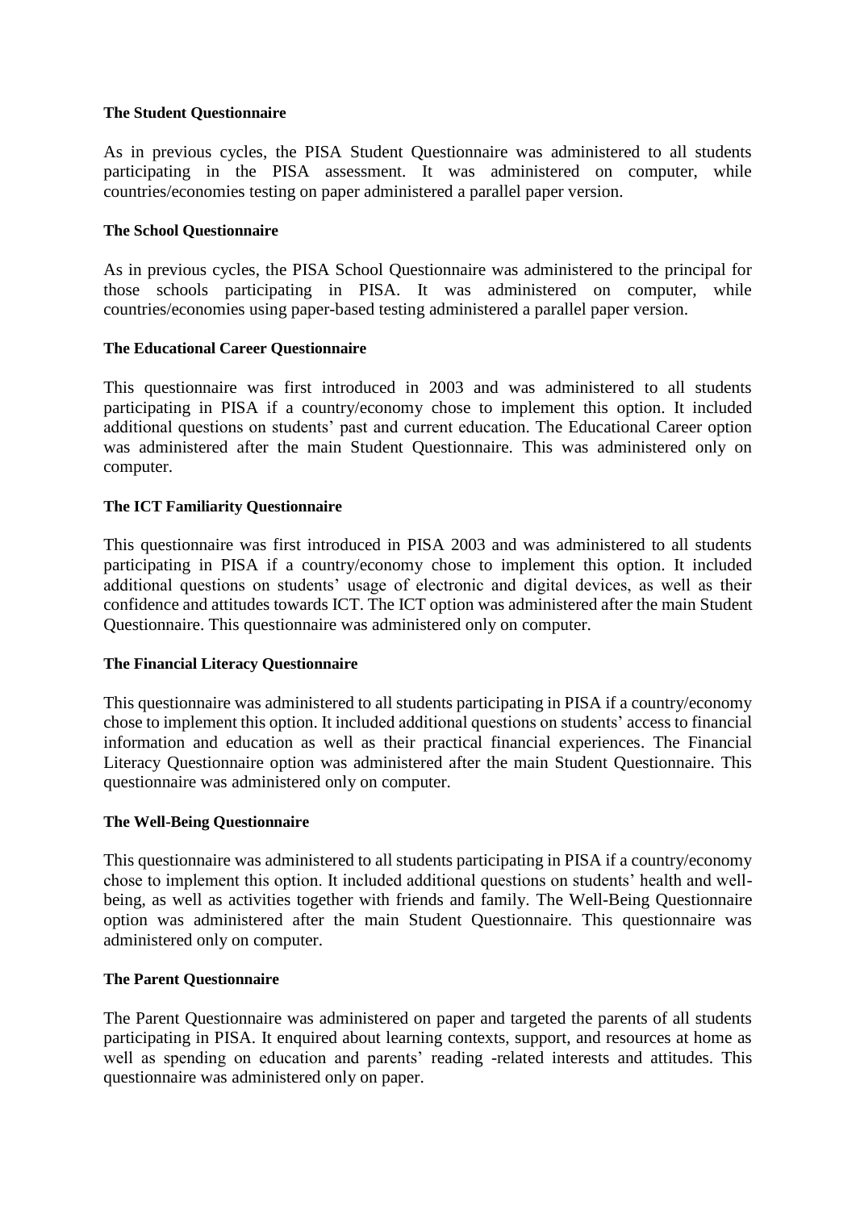**The Student Questionnaire**

As in previous cycles, the PISA Student Questionnaire was administered to all students participating in the PISA assessment. It was administered on computer, while countries/economies testing on paper administered a parallel paper version.

**The School Questionnaire**

As in previous cycles, the PISA School Questionnaire was administered to the principal for those schools participating in PISA. It was administered on computer, while countries/economies using paper-based testing administered a parallel paper version.

**The Educational Career Questionnaire**

This questionnaire was first introduced in 2003 and was administered to all students participating in PISA if a country/economy chose to implement this option. It included additional questions on students' past and current education. The Educational Career option was administered after the main Student Questionnaire. This was administered only on computer.

**The ICT Familiarity Questionnaire**

This questionnaire was first introduced in PISA 2003 and was administered to all students participating in PISA if a country/economy chose to implement this option. It included additional questions on students' usage of electronic and digital devices, as well as their confidence and attitudes towards ICT. The ICT option was administered after the main Student Questionnaire. This questionnaire was administered only on computer.

**The Financial Literacy Questionnaire**

This questionnaire was administered to all students participating in PISA if a country/economy chose to implement this option. It included additional questions on students' access to financial information and education as well as their practical financial experiences. The Financial Literacy Questionnaire option was administered after the main Student Questionnaire. This questionnaire was administered only on computer.

**The Well-Being Questionnaire**

This questionnaire was administered to all students participating in PISA if a country/economy chose to implement this option. It included additional questions on students' health and well-being, as well as activities together with friends and family. The Well-Being Questionnaire option was administered after the main Student Questionnaire. This questionnaire was administered only on computer.

**The Parent Questionnaire**

The Parent Questionnaire was administered on paper and targeted the parents of all students participating in PISA. It enquired about learning contexts, support, and resources at home as well as spending on education and parents' reading -related interests and attitudes. This questionnaire was administered only on paper.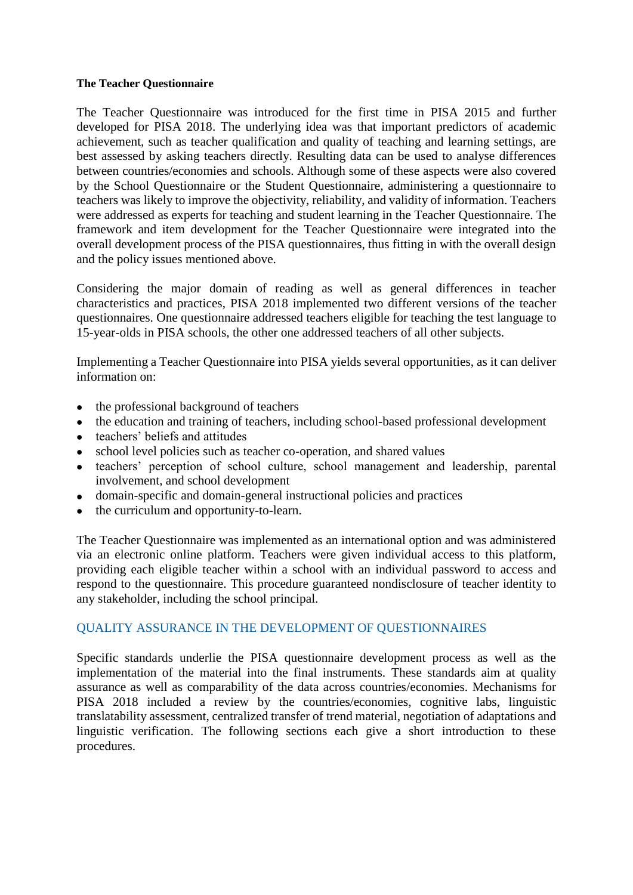**The Teacher Questionnaire**

The Teacher Questionnaire was introduced for the first time in PISA 2015 and further developed for PISA 2018. The underlying idea was that important predictors of academic achievement, such as teacher qualification and quality of teaching and learning settings, are best assessed by asking teachers directly. Resulting data can be used to analyse differences between countries/economies and schools. Although some of these aspects were also covered by the School Questionnaire or the Student Questionnaire, administering a questionnaire to teachers was likely to improve the objectivity, reliability, and validity of information. Teachers were addressed as experts for teaching and student learning in the Teacher Questionnaire. The framework and item development for the Teacher Questionnaire were integrated into the overall development process of the PISA questionnaires, thus fitting in with the overall design and the policy issues mentioned above.

Considering the major domain of reading as well as general differences in teacher characteristics and practices, PISA 2018 implemented two different versions of the teacher questionnaires. One questionnaire addressed teachers eligible for teaching the test language to 15-year-olds in PISA schools, the other one addressed teachers of all other subjects.

Implementing a Teacher Questionnaire into PISA yields several opportunities, as it can deliver information on:

- the professional background of teachers
- the education and training of teachers, including school-based professional development
- teachers' beliefs and attitudes
- school level policies such as teacher co-operation, and shared values
- teachers' perception of school culture, school management and leadership, parental involvement, and school development
- domain-specific and domain-general instructional policies and practices
- the curriculum and opportunity-to-learn.

The Teacher Questionnaire was implemented as an international option and was administered via an electronic online platform. Teachers were given individual access to this platform, providing each eligible teacher within a school with an individual password to access and respond to the questionnaire. This procedure guaranteed nondisclosure of teacher identity to any stakeholder, including the school principal.

## QUALITY ASSURANCE IN THE DEVELOPMENT OF QUESTIONNAIRES

Specific standards underlie the PISA questionnaire development process as well as the implementation of the material into the final instruments. These standards aim at quality assurance as well as comparability of the data across countries/economies. Mechanisms for PISA 2018 included a review by the countries/economies, cognitive labs, linguistic translatability assessment, centralized transfer of trend material, negotiation of adaptations and linguistic verification. The following sections each give a short introduction to these procedures.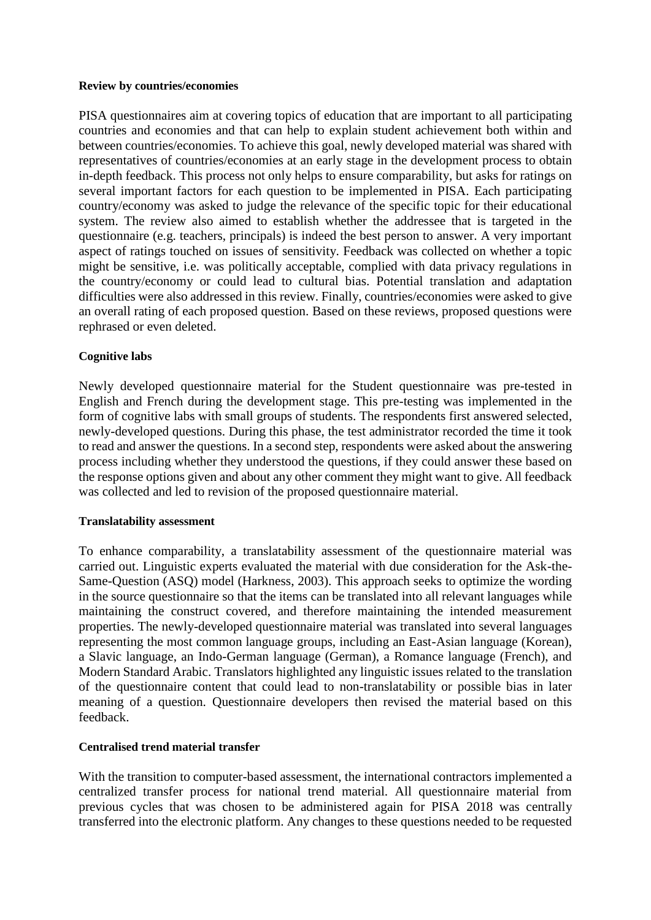**Review by countries/economies**

PISA questionnaires aim at covering topics of education that are important to all participating countries and economies and that can help to explain student achievement both within and between countries/economies. To achieve this goal, newly developed material was shared with representatives of countries/economies at an early stage in the development process to obtain in-depth feedback. This process not only helps to ensure comparability, but asks for ratings on several important factors for each question to be implemented in PISA. Each participating country/economy was asked to judge the relevance of the specific topic for their educational system. The review also aimed to establish whether the addressee that is targeted in the questionnaire (e.g. teachers, principals) is indeed the best person to answer. A very important aspect of ratings touched on issues of sensitivity. Feedback was collected on whether a topic might be sensitive, i.e. was politically acceptable, complied with data privacy regulations in the country/economy or could lead to cultural bias. Potential translation and adaptation difficulties were also addressed in this review. Finally, countries/economies were asked to give an overall rating of each proposed question. Based on these reviews, proposed questions were rephrased or even deleted.

**Cognitive labs**

Newly developed questionnaire material for the Student questionnaire was pre-tested in English and French during the development stage. This pre-testing was implemented in the form of cognitive labs with small groups of students. The respondents first answered selected, newly-developed questions. During this phase, the test administrator recorded the time it took to read and answer the questions. In a second step, respondents were asked about the answering process including whether they understood the questions, if they could answer these based on the response options given and about any other comment they might want to give. All feedback was collected and led to revision of the proposed questionnaire material.

**Translatability assessment**

To enhance comparability, a translatability assessment of the questionnaire material was carried out. Linguistic experts evaluated the material with due consideration for the Ask-the-Same-Question (ASQ) model (Harkness, 2003). This approach seeks to optimize the wording in the source questionnaire so that the items can be translated into all relevant languages while maintaining the construct covered, and therefore maintaining the intended measurement properties. The newly-developed questionnaire material was translated into several languages representing the most common language groups, including an East-Asian language (Korean), a Slavic language, an Indo-German language (German), a Romance language (French), and Modern Standard Arabic. Translators highlighted any linguistic issues related to the translation of the questionnaire content that could lead to non-translatability or possible bias in later meaning of a question. Questionnaire developers then revised the material based on this feedback.

**Centralised trend material transfer**

With the transition to computer-based assessment, the international contractors implemented a centralized transfer process for national trend material. All questionnaire material from previous cycles that was chosen to be administered again for PISA 2018 was centrally transferred into the electronic platform. Any changes to these questions needed to be requested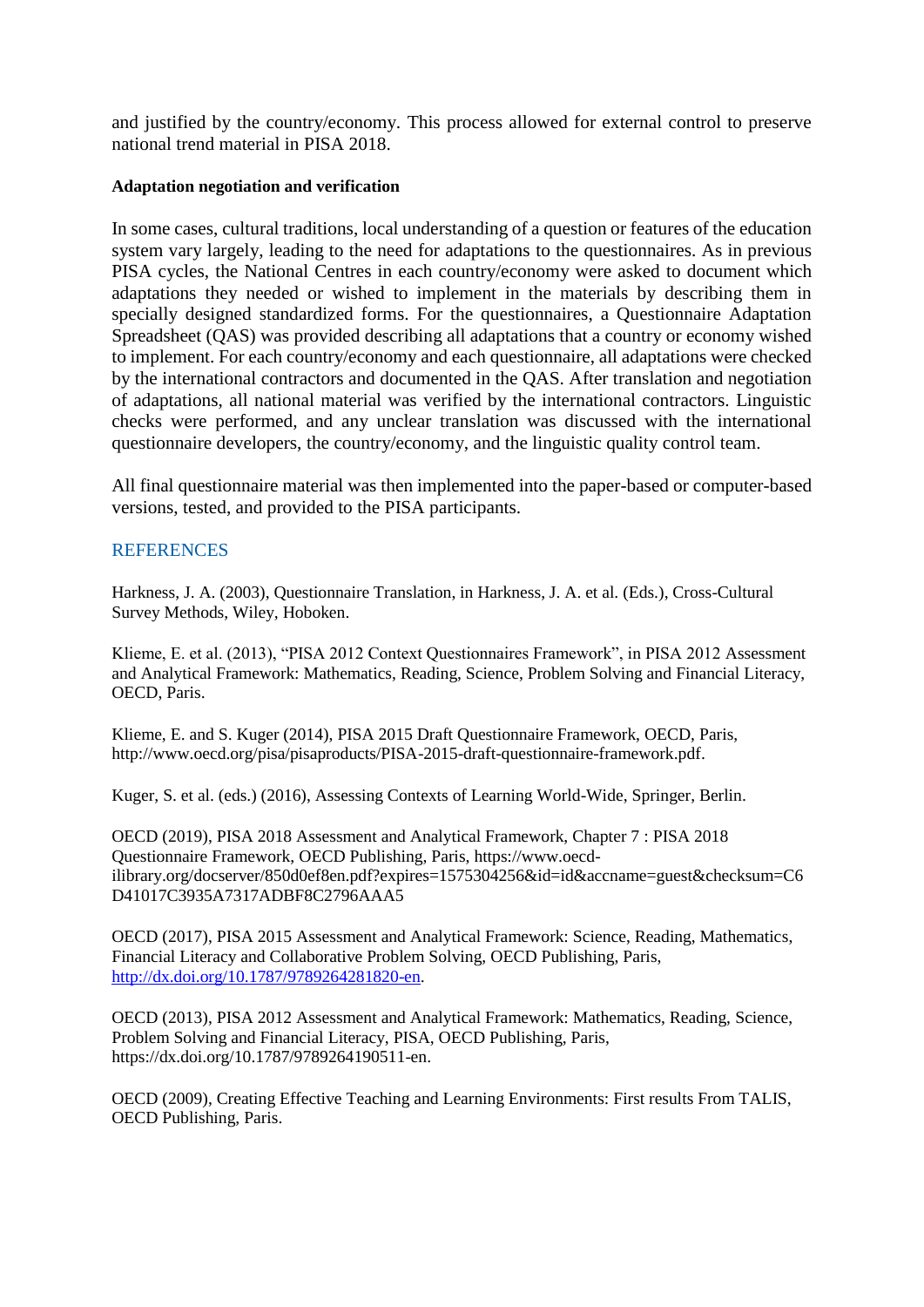and justified by the country/economy. This process allowed for external control to preserve national trend material in PISA 2018.

**Adaptation negotiation and verification**

In some cases, cultural traditions, local understanding of a question or features of the education system vary largely, leading to the need for adaptations to the questionnaires. As in previous PISA cycles, the National Centres in each country/economy were asked to document which adaptations they needed or wished to implement in the materials by describing them in specially designed standardized forms. For the questionnaires, a Questionnaire Adaptation Spreadsheet (QAS) was provided describing all adaptations that a country or economy wished to implement. For each country/economy and each questionnaire, all adaptations were checked by the international contractors and documented in the QAS. After translation and negotiation of adaptations, all national material was verified by the international contractors. Linguistic checks were performed, and any unclear translation was discussed with the international questionnaire developers, the country/economy, and the linguistic quality control team.

All final questionnaire material was then implemented into the paper-based or computer-based versions, tested, and provided to the PISA participants.

## REFERENCES

Harkness, J. A. (2003), Questionnaire Translation, in Harkness, J. A. et al. (Eds.), Cross-Cultural Survey Methods, Wiley, Hoboken.

Klieme, E. et al. (2013), "PISA 2012 Context Questionnaires Framework", in PISA 2012 Assessment and Analytical Framework: Mathematics, Reading, Science, Problem Solving and Financial Literacy, OECD, Paris.

Klieme, E. and S. Kuger (2014), PISA 2015 Draft Questionnaire Framework, OECD, Paris, http://www.oecd.org/pisa/pisaproducts/PISA-2015-draft-questionnaire-framework.pdf.

Kuger, S. et al. (eds.) (2016), Assessing Contexts of Learning World-Wide, Springer, Berlin.

OECD (2019), PISA 2018 Assessment and Analytical Framework, Chapter 7 : PISA 2018 Questionnaire Framework, OECD Publishing, Paris, https://www.oecd-ilibrary.org/docserver/850d0ef8en.pdf?expires=1575304256&id=id&accname=guest&checksum=C6D41017C3935A7317ADBF8C2796AAA5

OECD (2017), PISA 2015 Assessment and Analytical Framework: Science, Reading, Mathematics, Financial Literacy and Collaborative Problem Solving, OECD Publishing, Paris, http://dx.doi.org/10.1787/9789264281820-en.

OECD (2013), PISA 2012 Assessment and Analytical Framework: Mathematics, Reading, Science, Problem Solving and Financial Literacy, PISA, OECD Publishing, Paris, https://dx.doi.org/10.1787/9789264190511-en.

OECD (2009), Creating Effective Teaching and Learning Environments: First results From TALIS, OECD Publishing, Paris.